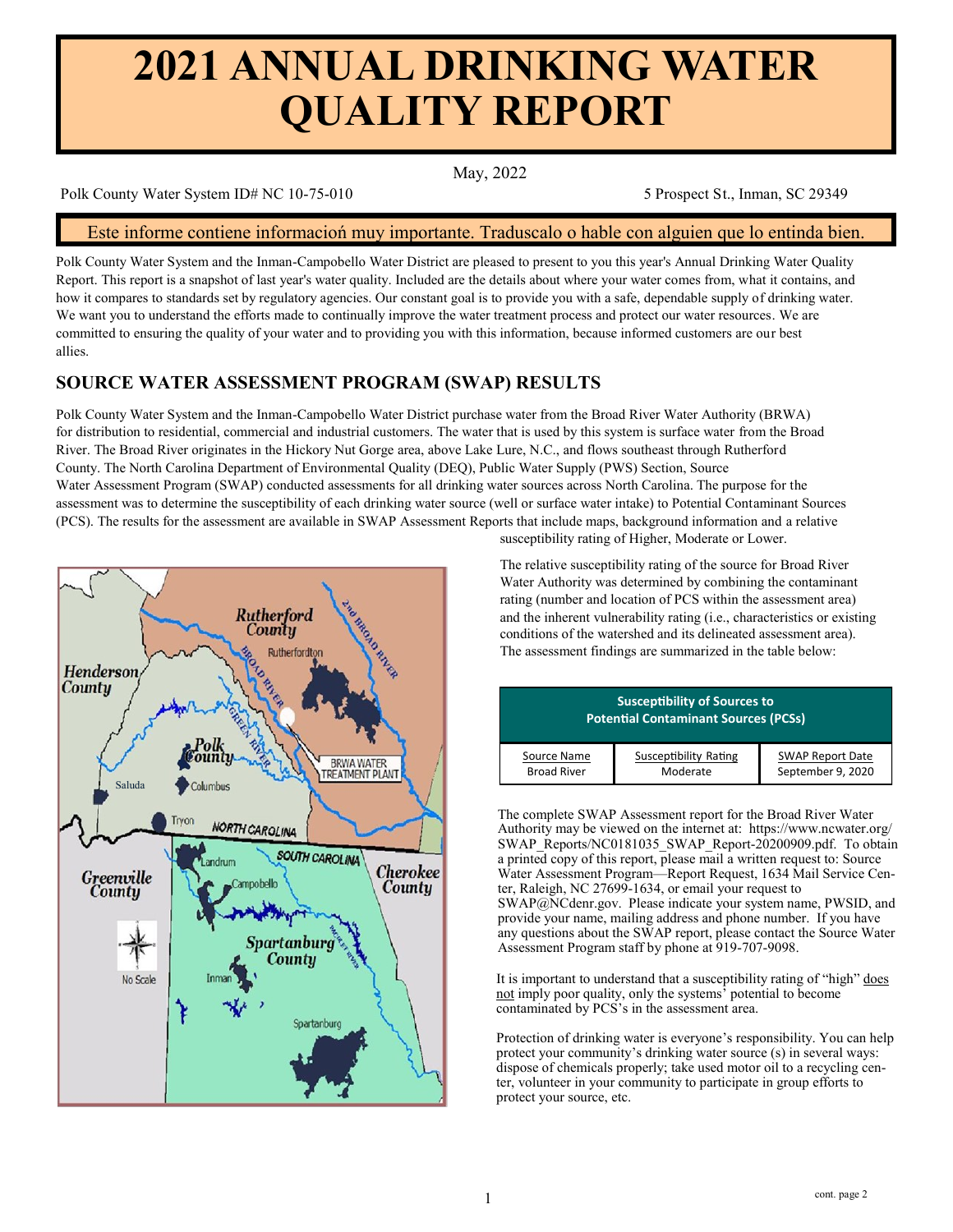# 2021 ANNUAL DRINKING WATER QUALITY REPORT

May, 2022

Polk County Water System ID# NC 10-75-010 — 5 Prospect St., Inman, SC 29349

**Este informe contiene informacioń muy importante. Traduscalo o hable con alguien que lo entinda bien.**

Polk County Water System and the Inman-Campobello Water District are pleased to present to you this year's Annual Drinking Water Quality Report. This report is a snapshot of last year's water quality. Included are the details about where your water comes from, what it contains, and how it compares to standards set by regulatory agencies. Our constant goal is to provide you with a safe, dependable supply of drinking water. We want you to understand the efforts made to continually improve the water treatment process and protect our water resources. We are committed to ensuring the quality of your water and to providing you with this information, because informed customers are our best allies.

## SOURCE WATER ASSESSMENT PROGRAM (SWAP) RESULTS

Polk County Water System and the Inman-Campobello Water District purchase water from the Broad River Water Authority (BRWA) for distribution to residential, commercial and industrial customers. The water that is used by this system is surface water from the Broad River. The Broad River originates in the Hickory Nut Gorge area, above Lake Lure, N.C., and flows southeast through Rutherford County. The North Carolina Department of Environmental Quality (DEQ), Public Water Supply (PWS) Section, Source Water Assessment Program (SWAP) conducted assessments for all drinking water sources across North Carolina. The purpose for the assessment was to determine the susceptibility of each drinking water source (well or surface water intake) to Potential Contaminant Sources (PCS). The results for the assessment are available in SWAP Assessment Reports that include maps, background information and a relative susceptibility rating of Higher, Moderate or Lower.

The relative susceptibility rating of the source for Broad River Water Authority was determined by combining the contaminant rating (number and location of PCS within the assessment area) and the inherent vulnerability rating (i.e., characteristics or existing conditions of the watershed and its delineated assessment area). The assessment findings are summarized in the table below:

**Susceptibility of Sources to Potential Contaminant Sources (PCSs)**

| Source Name | Susceptibility Rating | SWAP Report Date |
|---|---|---|
| Broad River | Moderate | September 9, 2020 |

The complete SWAP Assessment report for the Broad River Water Authority may be viewed on the internet at: https://www.ncwater.org/SWAP_Reports/NC0181035_SWAP_Report-20200909.pdf. To obtain a printed copy of this report, please mail a written request to: Source Water Assessment Program—Report Request, 1634 Mail Service Center, Raleigh, NC 27699-1634, or email your request to SWAP@NCdenr.gov. Please indicate your system name, PWSID, and provide your name, mailing address and phone number. If you have any questions about the SWAP report, please contact the Source Water Assessment Program staff by phone at 919-707-9098.

It is important to understand that a susceptibility rating of "high" does not imply poor quality, only the systems' potential to become contaminated by PCS's in the assessment area.

Protection of drinking water is everyone's responsibility. You can help protect your community's drinking water source (s) in several ways: dispose of chemicals properly; take used motor oil to a recycling center, volunteer in your community to participate in group efforts to protect your source, etc.

cont. page 2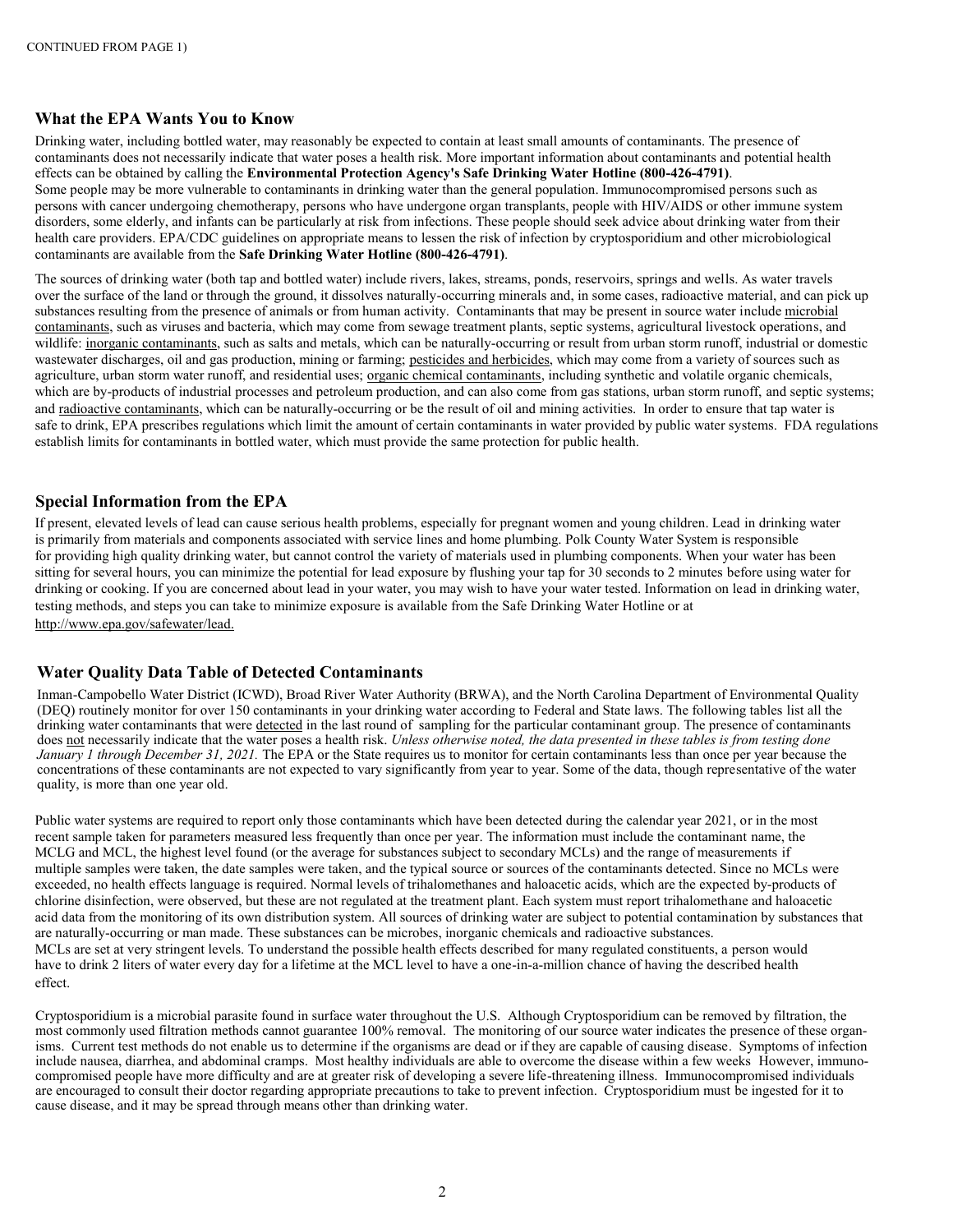CONTINUED FROM PAGE 1)

## What the EPA Wants You to Know

Drinking water, including bottled water, may reasonably be expected to contain at least small amounts of contaminants. The presence of contaminants does not necessarily indicate that water poses a health risk. More important information about contaminants and potential health effects can be obtained by calling the **Environmental Protection Agency's Safe Drinking Water Hotline (800-426-4791)**.
Some people may be more vulnerable to contaminants in drinking water than the general population. Immunocompromised persons such as persons with cancer undergoing chemotherapy, persons who have undergone organ transplants, people with HIV/AIDS or other immune system disorders, some elderly, and infants can be particularly at risk from infections. These people should seek advice about drinking water from their health care providers. EPA/CDC guidelines on appropriate means to lessen the risk of infection by cryptosporidium and other microbiological contaminants are available from the **Safe Drinking Water Hotline (800-426-4791)**.

The sources of drinking water (both tap and bottled water) include rivers, lakes, streams, ponds, reservoirs, springs and wells. As water travels over the surface of the land or through the ground, it dissolves naturally-occurring minerals and, in some cases, radioactive material, and can pick up substances resulting from the presence of animals or from human activity. Contaminants that may be present in source water include microbial contaminants, such as viruses and bacteria, which may come from sewage treatment plants, septic systems, agricultural livestock operations, and wildlife: inorganic contaminants, such as salts and metals, which can be naturally-occurring or result from urban storm runoff, industrial or domestic wastewater discharges, oil and gas production, mining or farming; pesticides and herbicides, which may come from a variety of sources such as agriculture, urban storm water runoff, and residential uses; organic chemical contaminants, including synthetic and volatile organic chemicals, which are by-products of industrial processes and petroleum production, and can also come from gas stations, urban storm runoff, and septic systems; and radioactive contaminants, which can be naturally-occurring or be the result of oil and mining activities. In order to ensure that tap water is safe to drink, EPA prescribes regulations which limit the amount of certain contaminants in water provided by public water systems. FDA regulations establish limits for contaminants in bottled water, which must provide the same protection for public health.

## Special Information from the EPA

If present, elevated levels of lead can cause serious health problems, especially for pregnant women and young children. Lead in drinking water is primarily from materials and components associated with service lines and home plumbing. Polk County Water System is responsible for providing high quality drinking water, but cannot control the variety of materials used in plumbing components. When your water has been sitting for several hours, you can minimize the potential for lead exposure by flushing your tap for 30 seconds to 2 minutes before using water for drinking or cooking. If you are concerned about lead in your water, you may wish to have your water tested. Information on lead in drinking water, testing methods, and steps you can take to minimize exposure is available from the Safe Drinking Water Hotline or at http://www.epa.gov/safewater/lead.

## Water Quality Data Table of Detected Contaminants

Inman-Campobello Water District (ICWD), Broad River Water Authority (BRWA), and the North Carolina Department of Environmental Quality (DEQ) routinely monitor for over 150 contaminants in your drinking water according to Federal and State laws. The following tables list all the drinking water contaminants that were detected in the last round of sampling for the particular contaminant group. The presence of contaminants does not necessarily indicate that the water poses a health risk. *Unless otherwise noted, the data presented in these tables is from testing done January 1 through December 31, 2021.* The EPA or the State requires us to monitor for certain contaminants less than once per year because the concentrations of these contaminants are not expected to vary significantly from year to year. Some of the data, though representative of the water quality, is more than one year old.

Public water systems are required to report only those contaminants which have been detected during the calendar year 2021, or in the most recent sample taken for parameters measured less frequently than once per year. The information must include the contaminant name, the MCLG and MCL, the highest level found (or the average for substances subject to secondary MCLs) and the range of measurements if multiple samples were taken, the date samples were taken, and the typical source or sources of the contaminants detected. Since no MCLs were exceeded, no health effects language is required. Normal levels of trihalomethanes and haloacetic acids, which are the expected by-products of chlorine disinfection, were observed, but these are not regulated at the treatment plant. Each system must report trihalomethane and haloacetic acid data from the monitoring of its own distribution system. All sources of drinking water are subject to potential contamination by substances that are naturally-occurring or man made. These substances can be microbes, inorganic chemicals and radioactive substances.
MCLs are set at very stringent levels. To understand the possible health effects described for many regulated constituents, a person would have to drink 2 liters of water every day for a lifetime at the MCL level to have a one-in-a-million chance of having the described health effect.

Cryptosporidium is a microbial parasite found in surface water throughout the U.S. Although Cryptosporidium can be removed by filtration, the most commonly used filtration methods cannot guarantee 100% removal. The monitoring of our source water indicates the presence of these organisms. Current test methods do not enable us to determine if the organisms are dead or if they are capable of causing disease. Symptoms of infection include nausea, diarrhea, and abdominal cramps. Most healthy individuals are able to overcome the disease within a few weeks However, immunocompromised people have more difficulty and are at greater risk of developing a severe life-threatening illness. Immunocompromised individuals are encouraged to consult their doctor regarding appropriate precautions to take to prevent infection. Cryptosporidium must be ingested for it to cause disease, and it may be spread through means other than drinking water.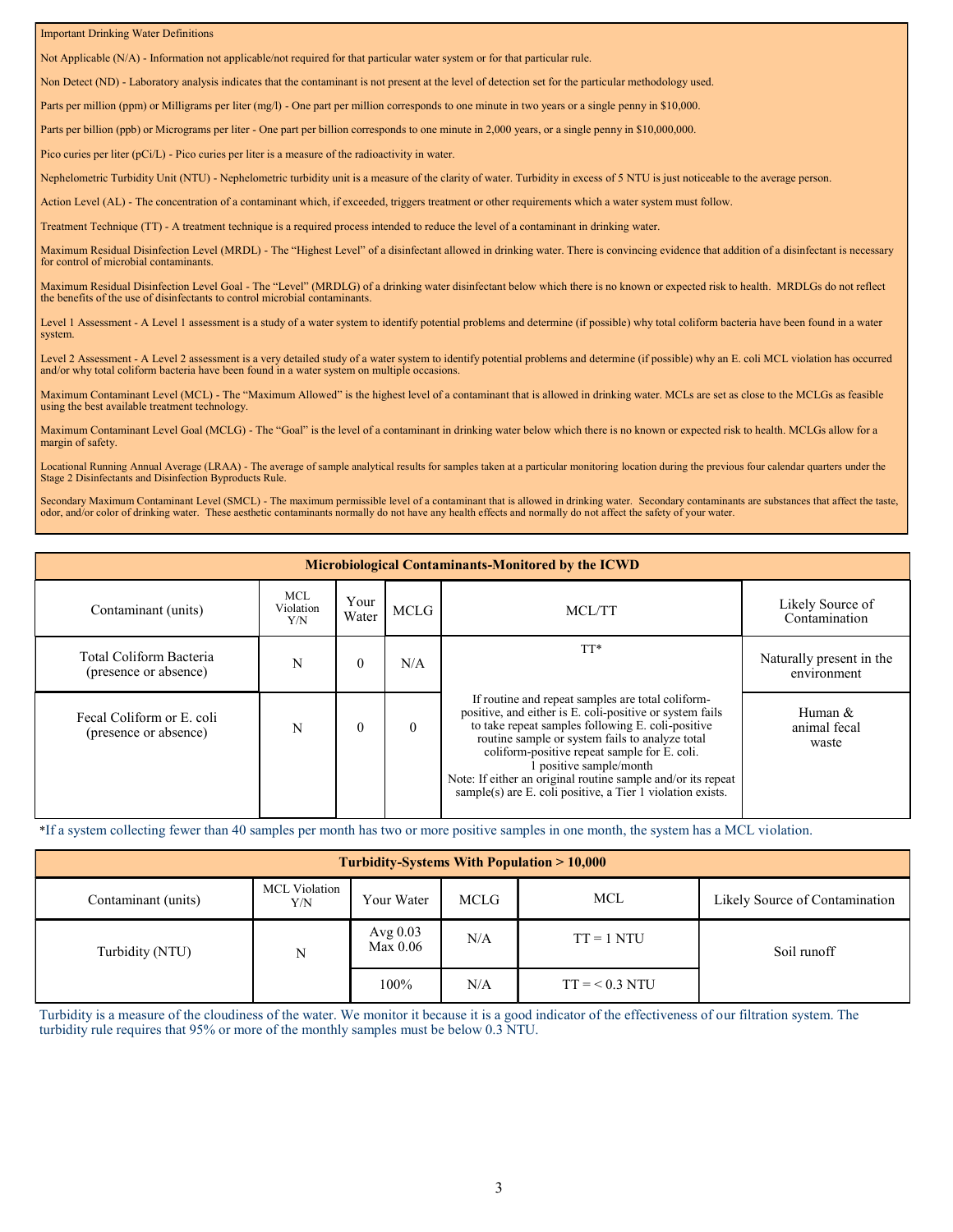Important Drinking Water Definitions

Not Applicable (N/A) - Information not applicable/not required for that particular water system or for that particular rule.

Non Detect (ND) - Laboratory analysis indicates that the contaminant is not present at the level of detection set for the particular methodology used.

Parts per million (ppm) or Milligrams per liter (mg/l) - One part per million corresponds to one minute in two years or a single penny in $10,000.

Parts per billion (ppb) or Micrograms per liter - One part per billion corresponds to one minute in 2,000 years, or a single penny in $10,000,000.

Pico curies per liter (pCi/L) - Pico curies per liter is a measure of the radioactivity in water.

Nephelometric Turbidity Unit (NTU) - Nephelometric turbidity unit is a measure of the clarity of water. Turbidity in excess of 5 NTU is just noticeable to the average person.

Action Level (AL) - The concentration of a contaminant which, if exceeded, triggers treatment or other requirements which a water system must follow.

Treatment Technique (TT) - A treatment technique is a required process intended to reduce the level of a contaminant in drinking water.

Maximum Residual Disinfection Level (MRDL) - The "Highest Level" of a disinfectant allowed in drinking water. There is convincing evidence that addition of a disinfectant is necessary for control of microbial contaminants.

Maximum Residual Disinfection Level Goal - The "Level" (MRDLG) of a drinking water disinfectant below which there is no known or expected risk to health. MRDLGs do not reflect the benefits of the use of disinfectants to control microbial contaminants.

Level 1 Assessment - A Level 1 assessment is a study of a water system to identify potential problems and determine (if possible) why total coliform bacteria have been found in a water system.

Level 2 Assessment - A Level 2 assessment is a very detailed study of a water system to identify potential problems and determine (if possible) why an E. coli MCL violation has occurred and/or why total coliform bacteria have been found in a water system on multiple occasions.

Maximum Contaminant Level (MCL) - The "Maximum Allowed" is the highest level of a contaminant that is allowed in drinking water. MCLs are set as close to the MCLGs as feasible using the best available treatment technology.

Maximum Contaminant Level Goal (MCLG) - The "Goal" is the level of a contaminant in drinking water below which there is no known or expected risk to health. MCLGs allow for a margin of safety.

Locational Running Annual Average (LRAA) - The average of sample analytical results for samples taken at a particular monitoring location during the previous four calendar quarters under the Stage 2 Disinfectants and Disinfection Byproducts Rule.

Secondary Maximum Contaminant Level (SMCL) - The maximum permissible level of a contaminant that is allowed in drinking water. Secondary contaminants are substances that affect the taste, odor, and/or color of drinking water. These aesthetic contaminants normally do not have any health effects and normally do not affect the safety of your water.

**Microbiological Contaminants-Monitored by the ICWD**

| Contaminant (units) | MCL Violation Y/N | Your Water | MCLG | MCL/TT | Likely Source of Contamination |
|---|---|---|---|---|---|
| Total Coliform Bacteria (presence or absence) | N | 0 | N/A | TT* | Naturally present in the environment |
| Fecal Coliform or E. coli (presence or absence) | N | 0 | 0 | If routine and repeat samples are total coliform-positive, and either is E. coli-positive or system fails to take repeat samples following E. coli-positive routine sample or system fails to analyze total coliform-positive repeat sample for E. coli. 1 positive sample/month Note: If either an original routine sample and/or its repeat sample(s) are E. coli positive, a Tier 1 violation exists. | Human & animal fecal waste |

*If a system collecting fewer than 40 samples per month has two or more positive samples in one month, the system has a MCL violation.

**Turbidity-Systems With Population > 10,000**

| Contaminant (units) | MCL Violation Y/N | Your Water | MCLG | MCL | Likely Source of Contamination |
|---|---|---|---|---|---|
| Turbidity (NTU) | N | Avg 0.03 Max 0.06 | N/A | TT = 1 NTU | Soil runoff |
| | | 100% | N/A | TT = < 0.3 NTU | |

Turbidity is a measure of the cloudiness of the water. We monitor it because it is a good indicator of the effectiveness of our filtration system. The turbidity rule requires that 95% or more of the monthly samples must be below 0.3 NTU.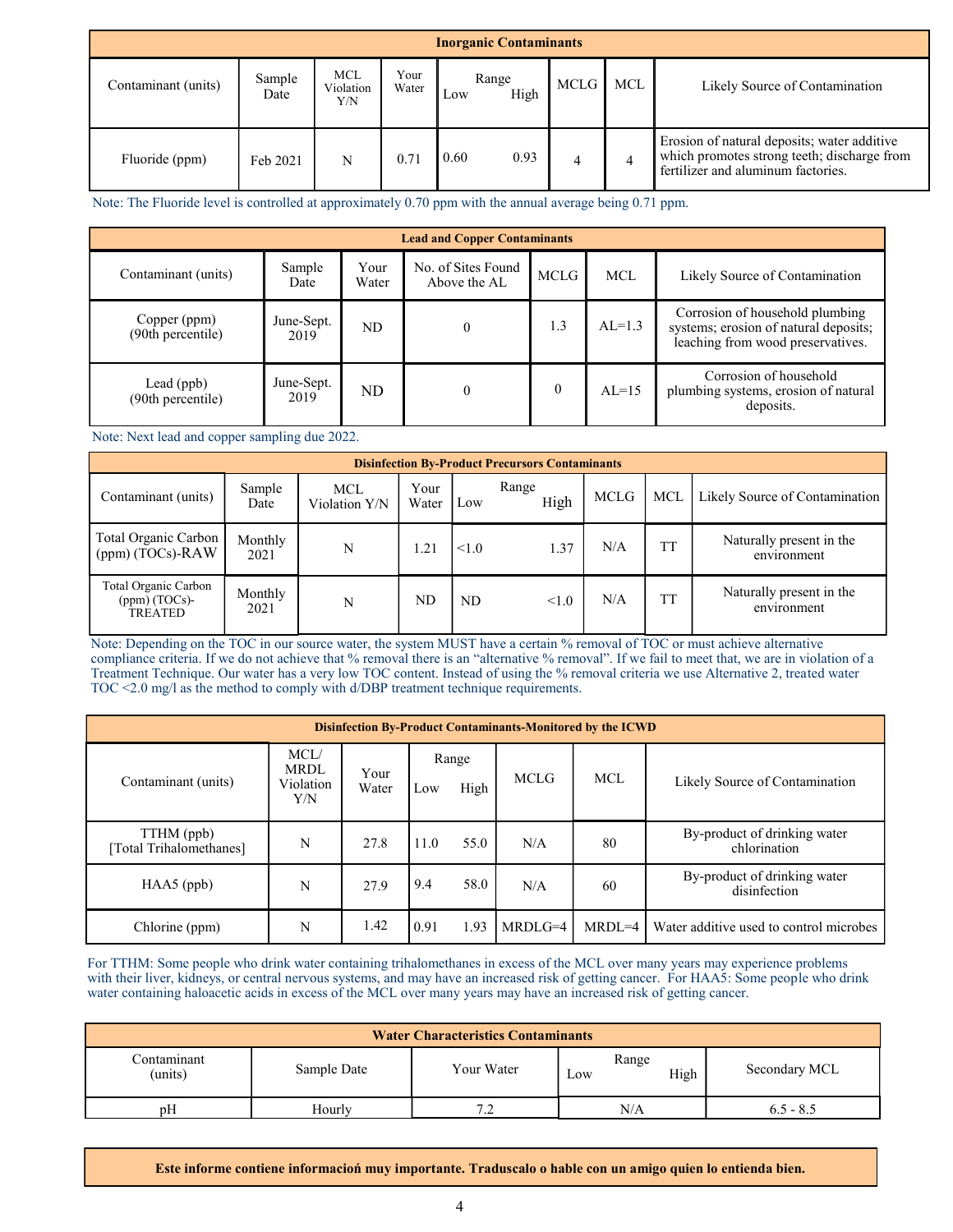| Inorganic Contaminants | | | | | | | | |
|---|---|---|---|---|---|---|---|---|
| Contaminant (units) | Sample Date | MCL Violation Y/N | Your Water | Range Low | Range High | MCLG | MCL | Likely Source of Contamination |
| Fluoride (ppm) | Feb 2021 | N | 0.71 | 0.60 | 0.93 | 4 | 4 | Erosion of natural deposits; water additive which promotes strong teeth; discharge from fertilizer and aluminum factories. |

Note: The Fluoride level is controlled at approximately 0.70 ppm with the annual average being 0.71 ppm.

| Lead and Copper Contaminants | | | | | | |
|---|---|---|---|---|---|---|
| Contaminant (units) | Sample Date | Your Water | No. of Sites Found Above the AL | MCLG | MCL | Likely Source of Contamination |
| Copper (ppm) (90th percentile) | June-Sept. 2019 | ND | 0 | 1.3 | AL=1.3 | Corrosion of household plumbing systems; erosion of natural deposits; leaching from wood preservatives. |
| Lead (ppb) (90th percentile) | June-Sept. 2019 | ND | 0 | 0 | AL=15 | Corrosion of household plumbing systems, erosion of natural deposits. |

Note: Next lead and copper sampling due 2022.

| Disinfection By-Product Precursors Contaminants | | | | | | | | |
|---|---|---|---|---|---|---|---|---|
| Contaminant (units) | Sample Date | MCL Violation Y/N | Your Water | Range Low | Range High | MCLG | MCL | Likely Source of Contamination |
| Total Organic Carbon (ppm) (TOCs)-RAW | Monthly 2021 | N | 1.21 | <1.0 | 1.37 | N/A | TT | Naturally present in the environment |
| Total Organic Carbon (ppm) (TOCs)-TREATED | Monthly 2021 | N | ND | ND | <1.0 | N/A | TT | Naturally present in the environment |

Note: Depending on the TOC in our source water, the system MUST have a certain % removal of TOC or must achieve alternative compliance criteria. If we do not achieve that % removal there is an "alternative % removal". If we fail to meet that, we are in violation of a Treatment Technique. Our water has a very low TOC content. Instead of using the % removal criteria we use Alternative 2, treated water TOC <2.0 mg/l as the method to comply with d/DBP treatment technique requirements.

| Disinfection By-Product Contaminants-Monitored by the ICWD | | | | | | | |
|---|---|---|---|---|---|---|---|
| Contaminant (units) | MCL/ MRDL Violation Y/N | Your Water | Range Low | Range High | MCLG | MCL | Likely Source of Contamination |
| TTHM (ppb) [Total Trihalomethanes] | N | 27.8 | 11.0 | 55.0 | N/A | 80 | By-product of drinking water chlorination |
| HAA5 (ppb) | N | 27.9 | 9.4 | 58.0 | N/A | 60 | By-product of drinking water disinfection |
| Chlorine (ppm) | N | 1.42 | 0.91 | 1.93 | MRDLG=4 | MRDL=4 | Water additive used to control microbes |

For TTHM: Some people who drink water containing trihalomethanes in excess of the MCL over many years may experience problems with their liver, kidneys, or central nervous systems, and may have an increased risk of getting cancer. For HAA5: Some people who drink water containing haloacetic acids in excess of the MCL over many years may have an increased risk of getting cancer.

| Water Characteristics Contaminants | | | | | |
|---|---|---|---|---|---|
| Contaminant (units) | Sample Date | Your Water | Range Low | Range High | Secondary MCL |
| pH | Hourly | 7.2 | N/A | | 6.5 - 8.5 |

**Este informe contiene informacioń muy importante. Traduscalo o hable con un amigo quien lo entienda bien.**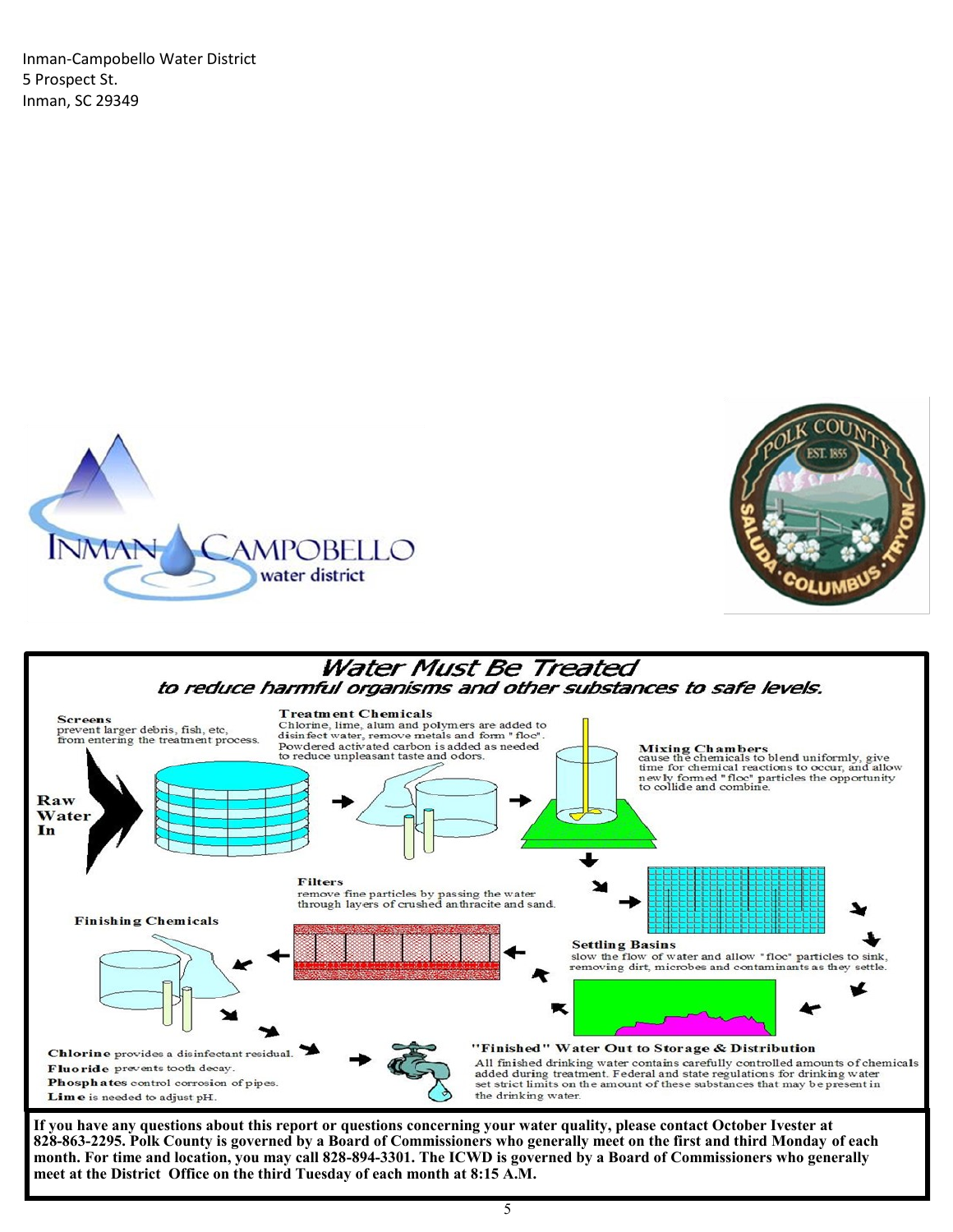Inman-Campobello Water District
5 Prospect St.
Inman, SC 29349

INMAN CAMPOBELLO water district

POLK COUNTY EST. 1855 SALUDA · COLUMBUS · TRYON

## *Water Must Be Treated*

*to reduce harmful organisms and other substances to safe levels.*

Raw Water In

**Screens** prevent larger debris, fish, etc, from entering the treatment process.

**Treatment Chemicals** Chlorine, lime, alum and polymers are added to disinfect water, remove metals and form "floc". Powdered activated carbon is added as needed to reduce unpleasant taste and odors.

**Mixing Chambers** cause the chemicals to blend uniformly, give time for chemical reactions to occur, and allow newly formed "floc" particles the opportunity to collide and combine.

**Settling Basins** slow the flow of water and allow "floc" particles to sink, removing dirt, microbes and contaminants as they settle.

**Filters** remove fine particles by passing the water through layers of crushed anthracite and sand.

**Finishing Chemicals**

**Chlorine** provides a disinfectant residual.
**Fluoride** prevents tooth decay.
**Phosphates** control corrosion of pipes.
**Lime** is needed to adjust pH.

**"Finished" Water Out to Storage & Distribution** All finished drinking water contains carefully controlled amounts of chemicals added during treatment. Federal and state regulations for drinking water set strict limits on the amount of these substances that may be present in the drinking water.

**If you have any questions about this report or questions concerning your water quality, please contact October Ivester at 828-863-2295. Polk County is governed by a Board of Commissioners who generally meet on the first and third Monday of each month. For time and location, you may call 828-894-3301. The ICWD is governed by a Board of Commissioners who generally meet at the District Office on the third Tuesday of each month at 8:15 A.M.**